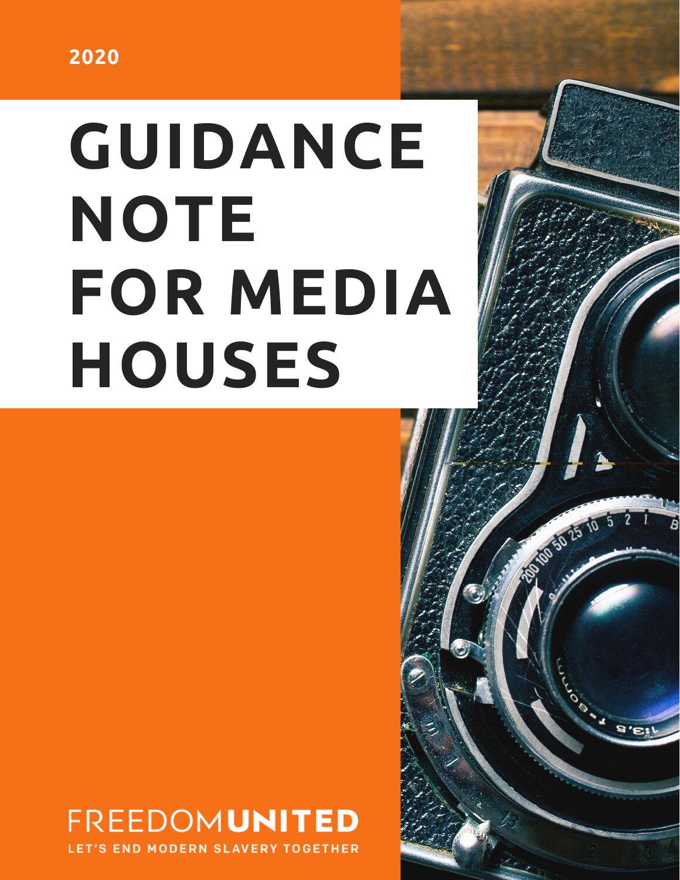2020

# GUIDANCE NOTE FOR MEDIA HOUSES

FREEDOM**UNITED**

LET'S END MODERN SLAVERY TOGETHER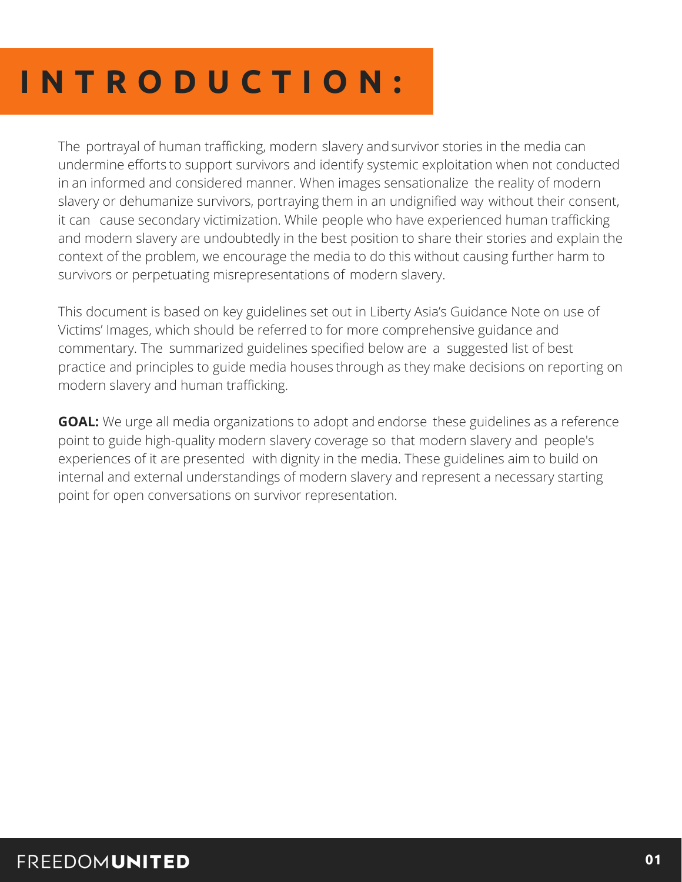# INTRODUCTION:

The portrayal of human trafficking, modern slavery and survivor stories in the media can undermine efforts to support survivors and identify systemic exploitation when not conducted in an informed and considered manner. When images sensationalize the reality of modern slavery or dehumanize survivors, portraying them in an undignified way without their consent, it can cause secondary victimization. While people who have experienced human trafficking and modern slavery are undoubtedly in the best position to share their stories and explain the context of the problem, we encourage the media to do this without causing further harm to survivors or perpetuating misrepresentations of modern slavery.

This document is based on key guidelines set out in Liberty Asia's Guidance Note on use of Victims' Images, which should be referred to for more comprehensive guidance and commentary. The summarized guidelines specified below are a suggested list of best practice and principles to guide media houses through as they make decisions on reporting on modern slavery and human trafficking.

**GOAL:** We urge all media organizations to adopt and endorse these guidelines as a reference point to guide high-quality modern slavery coverage so that modern slavery and people's experiences of it are presented with dignity in the media. These guidelines aim to build on internal and external understandings of modern slavery and represent a necessary starting point for open conversations on survivor representation.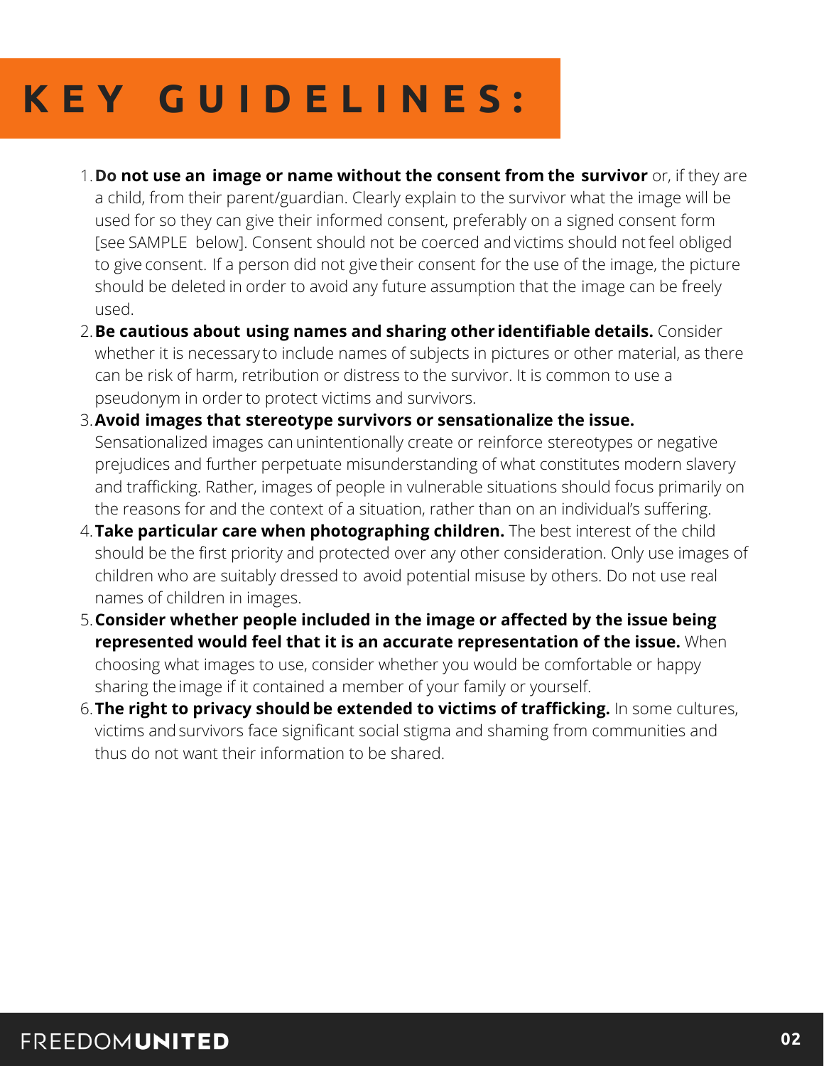# KEY GUIDELINES:

1. **Do not use an image or name without the consent from the survivor** or, if they are a child, from their parent/guardian. Clearly explain to the survivor what the image will be used for so they can give their informed consent, preferably on a signed consent form [see SAMPLE below]. Consent should not be coerced and victims should not feel obliged to give consent. If a person did not give their consent for the use of the image, the picture should be deleted in order to avoid any future assumption that the image can be freely used.
2. **Be cautious about using names and sharing other identifiable details.** Consider whether it is necessary to include names of subjects in pictures or other material, as there can be risk of harm, retribution or distress to the survivor. It is common to use a pseudonym in order to protect victims and survivors.
3. **Avoid images that stereotype survivors or sensationalize the issue.** Sensationalized images can unintentionally create or reinforce stereotypes or negative prejudices and further perpetuate misunderstanding of what constitutes modern slavery and trafficking. Rather, images of people in vulnerable situations should focus primarily on the reasons for and the context of a situation, rather than on an individual's suffering.
4. **Take particular care when photographing children.** The best interest of the child should be the first priority and protected over any other consideration. Only use images of children who are suitably dressed to avoid potential misuse by others. Do not use real names of children in images.
5. **Consider whether people included in the image or affected by the issue being represented would feel that it is an accurate representation of the issue.** When choosing what images to use, consider whether you would be comfortable or happy sharing the image if it contained a member of your family or yourself.
6. **The right to privacy should be extended to victims of trafficking.** In some cultures, victims and survivors face significant social stigma and shaming from communities and thus do not want their information to be shared.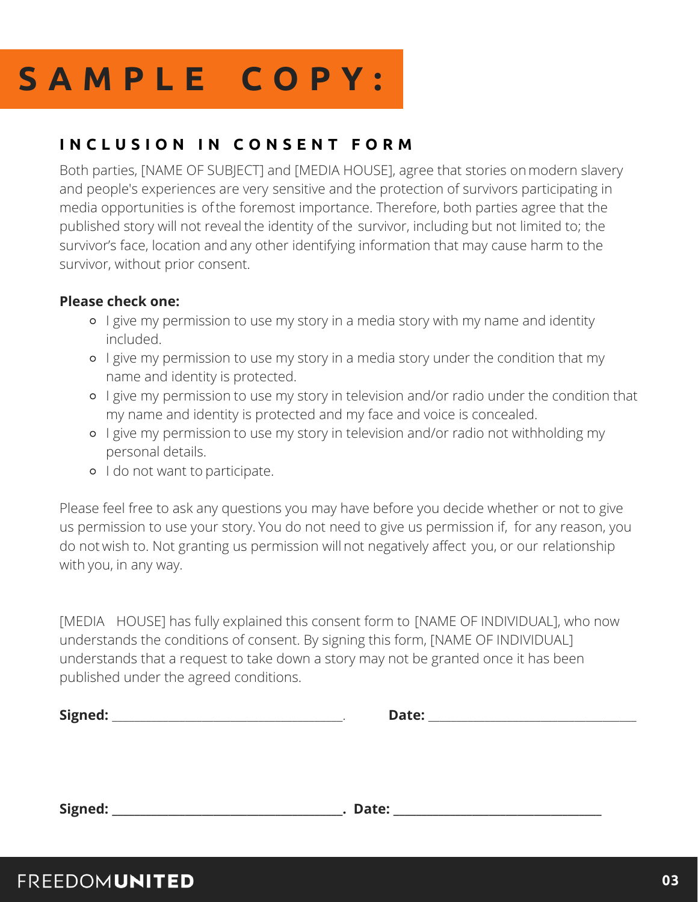# SAMPLE COPY:

## INCLUSION IN CONSENT FORM

Both parties, [NAME OF SUBJECT] and [MEDIA HOUSE], agree that stories on modern slavery and people's experiences are very sensitive and the protection of survivors participating in media opportunities is of the foremost importance. Therefore, both parties agree that the published story will not reveal the identity of the survivor, including but not limited to; the survivor's face, location and any other identifying information that may cause harm to the survivor, without prior consent.

**Please check one:**

- I give my permission to use my story in a media story with my name and identity included.
- I give my permission to use my story in a media story under the condition that my name and identity is protected.
- I give my permission to use my story in television and/or radio under the condition that my name and identity is protected and my face and voice is concealed.
- I give my permission to use my story in television and/or radio not withholding my personal details.
- I do not want to participate.

Please feel free to ask any questions you may have before you decide whether or not to give us permission to use your story. You do not need to give us permission if, for any reason, you do not wish to. Not granting us permission will not negatively affect you, or our relationship with you, in any way.

[MEDIA HOUSE] has fully explained this consent form to [NAME OF INDIVIDUAL], who now understands the conditions of consent. By signing this form, [NAME OF INDIVIDUAL] understands that a request to take down a story may not be granted once it has been published under the agreed conditions.

**Signed:** ___________________________________. **Date:** _______________________________

**Signed:** ___________________________________. **Date:** _______________________________